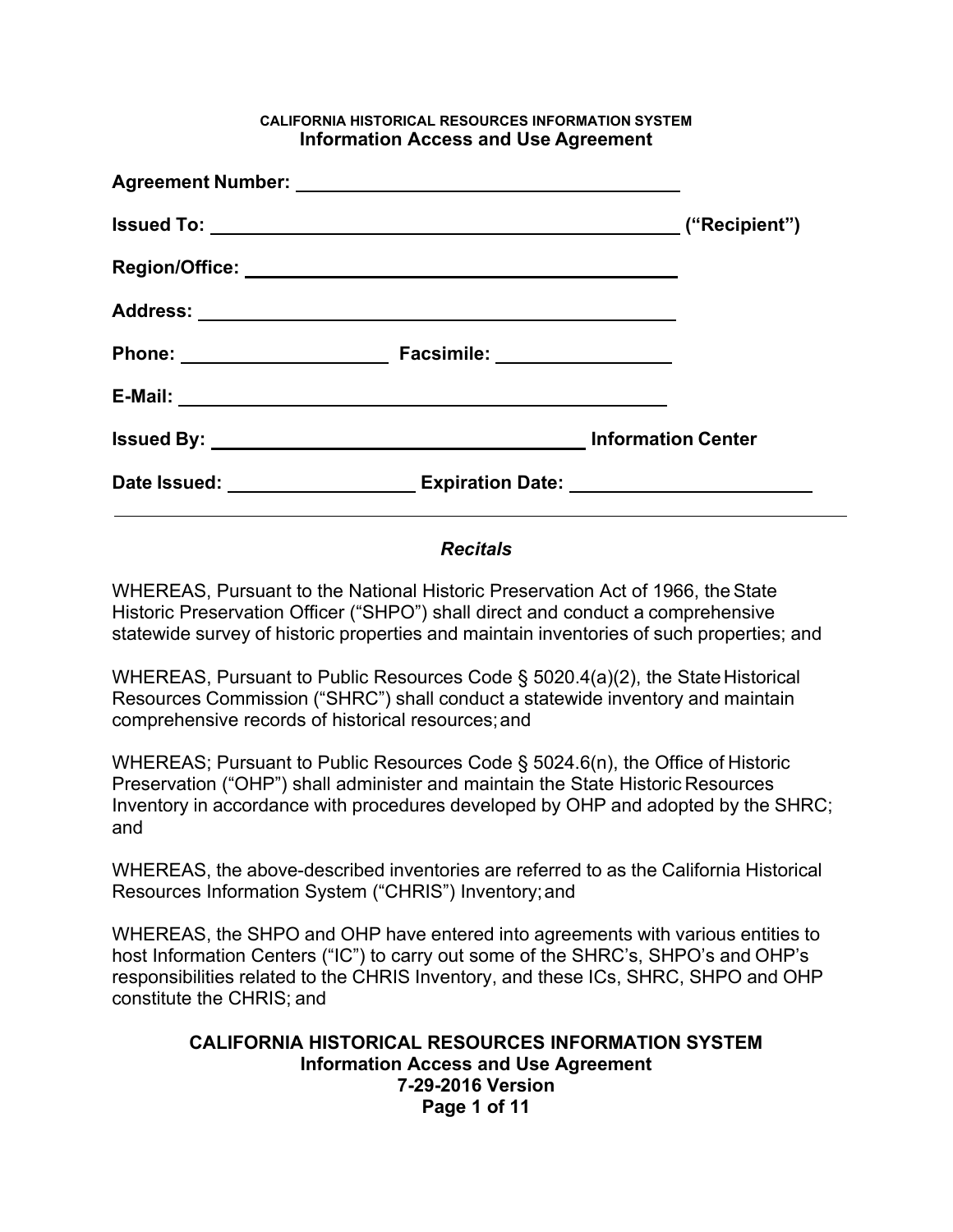CALIFORNIA HISTORICAL RESOURCES INFORMATION SYSTEM

# Information Access and Use Agreement

**Agreement Number:** ______________________________

**Issued To:** ______________________________ **("Recipient")**

**Region/Office:** ______________________________

**Address:** ______________________________

**Phone:** ____________________ **Facsimile:** ____________________

**E-Mail:** ______________________________

**Issued By:** ______________________________ **Information Center**

**Date Issued:** ____________________ **Expiration Date:** ____________________

---

## *Recitals*

WHEREAS, Pursuant to the National Historic Preservation Act of 1966, the State Historic Preservation Officer ("SHPO") shall direct and conduct a comprehensive statewide survey of historic properties and maintain inventories of such properties; and

WHEREAS, Pursuant to Public Resources Code § 5020.4(a)(2), the State Historical Resources Commission ("SHRC") shall conduct a statewide inventory and maintain comprehensive records of historical resources; and

WHEREAS; Pursuant to Public Resources Code § 5024.6(n), the Office of Historic Preservation ("OHP") shall administer and maintain the State Historic Resources Inventory in accordance with procedures developed by OHP and adopted by the SHRC; and

WHEREAS, the above-described inventories are referred to as the California Historical Resources Information System ("CHRIS") Inventory; and

WHEREAS, the SHPO and OHP have entered into agreements with various entities to host Information Centers ("IC") to carry out some of the SHRC's, SHPO's and OHP's responsibilities related to the CHRIS Inventory, and these ICs, SHRC, SHPO and OHP constitute the CHRIS; and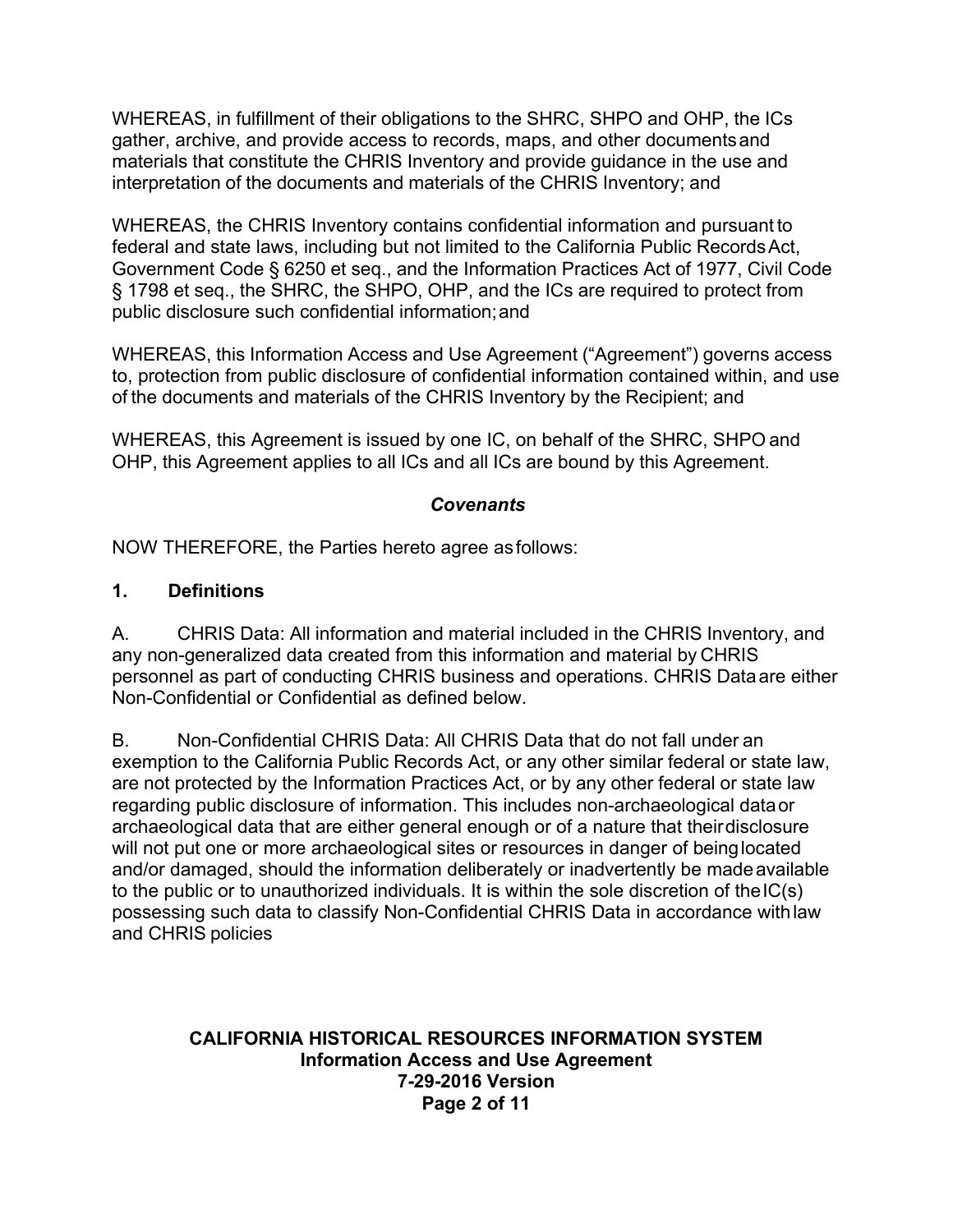WHEREAS, in fulfillment of their obligations to the SHRC, SHPO and OHP, the ICs gather, archive, and provide access to records, maps, and other documents and materials that constitute the CHRIS Inventory and provide guidance in the use and interpretation of the documents and materials of the CHRIS Inventory; and

WHEREAS, the CHRIS Inventory contains confidential information and pursuant to federal and state laws, including but not limited to the California Public Records Act, Government Code § 6250 et seq., and the Information Practices Act of 1977, Civil Code § 1798 et seq., the SHRC, the SHPO, OHP, and the ICs are required to protect from public disclosure such confidential information; and

WHEREAS, this Information Access and Use Agreement ("Agreement") governs access to, protection from public disclosure of confidential information contained within, and use of the documents and materials of the CHRIS Inventory by the Recipient; and

WHEREAS, this Agreement is issued by one IC, on behalf of the SHRC, SHPO and OHP, this Agreement applies to all ICs and all ICs are bound by this Agreement.

## *Covenants*

NOW THEREFORE, the Parties hereto agree as follows:

## 1. Definitions

A. CHRIS Data: All information and material included in the CHRIS Inventory, and any non-generalized data created from this information and material by CHRIS personnel as part of conducting CHRIS business and operations. CHRIS Data are either Non-Confidential or Confidential as defined below.

B. Non-Confidential CHRIS Data: All CHRIS Data that do not fall under an exemption to the California Public Records Act, or any other similar federal or state law, are not protected by the Information Practices Act, or by any other federal or state law regarding public disclosure of information. This includes non-archaeological data or archaeological data that are either general enough or of a nature that their disclosure will not put one or more archaeological sites or resources in danger of being located and/or damaged, should the information deliberately or inadvertently be made available to the public or to unauthorized individuals. It is within the sole discretion of the IC(s) possessing such data to classify Non-Confidential CHRIS Data in accordance with law and CHRIS policies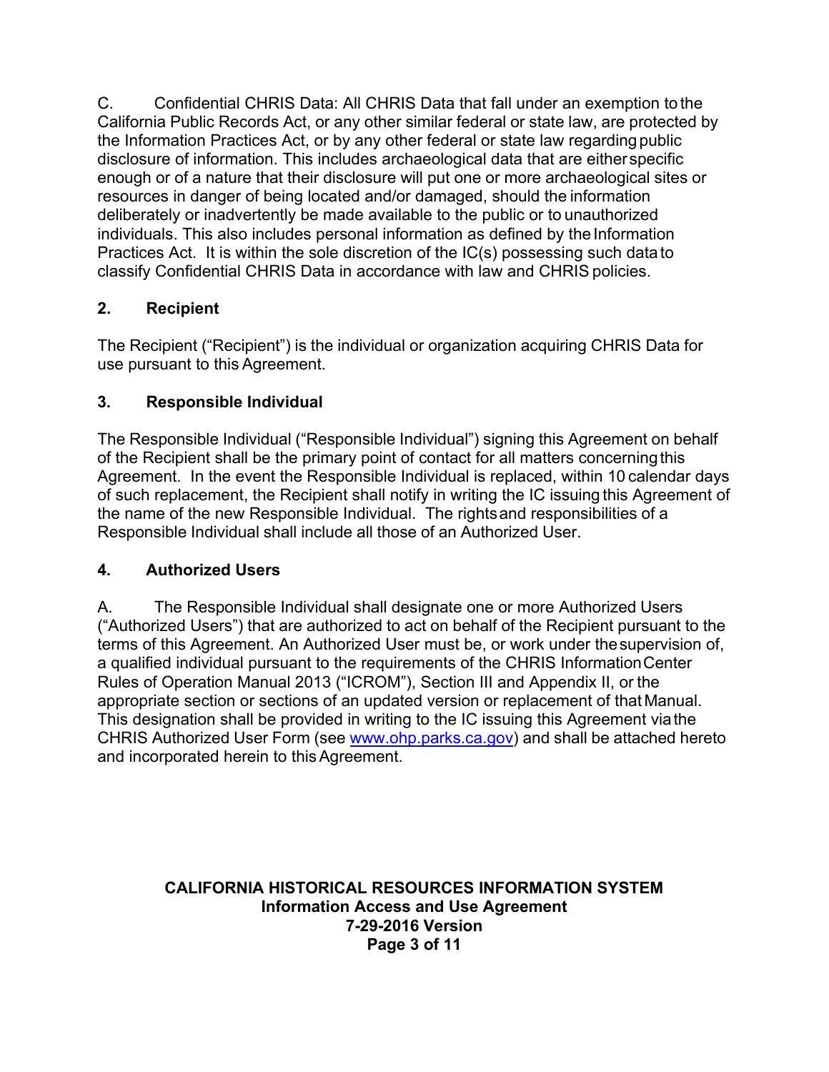C. Confidential CHRIS Data: All CHRIS Data that fall under an exemption to the California Public Records Act, or any other similar federal or state law, are protected by the Information Practices Act, or by any other federal or state law regarding public disclosure of information. This includes archaeological data that are either specific enough or of a nature that their disclosure will put one or more archaeological sites or resources in danger of being located and/or damaged, should the information deliberately or inadvertently be made available to the public or to unauthorized individuals. This also includes personal information as defined by the Information Practices Act. It is within the sole discretion of the IC(s) possessing such data to classify Confidential CHRIS Data in accordance with law and CHRIS policies.

## 2. Recipient

The Recipient ("Recipient") is the individual or organization acquiring CHRIS Data for use pursuant to this Agreement.

## 3. Responsible Individual

The Responsible Individual ("Responsible Individual") signing this Agreement on behalf of the Recipient shall be the primary point of contact for all matters concerning this Agreement. In the event the Responsible Individual is replaced, within 10 calendar days of such replacement, the Recipient shall notify in writing the IC issuing this Agreement of the name of the new Responsible Individual. The rights and responsibilities of a Responsible Individual shall include all those of an Authorized User.

## 4. Authorized Users

A. The Responsible Individual shall designate one or more Authorized Users ("Authorized Users") that are authorized to act on behalf of the Recipient pursuant to the terms of this Agreement. An Authorized User must be, or work under the supervision of, a qualified individual pursuant to the requirements of the CHRIS Information Center Rules of Operation Manual 2013 ("ICROM"), Section III and Appendix II, or the appropriate section or sections of an updated version or replacement of that Manual. This designation shall be provided in writing to the IC issuing this Agreement via the CHRIS Authorized User Form (see [www.ohp.parks.ca.gov](http://www.ohp.parks.ca.gov)) and shall be attached hereto and incorporated herein to this Agreement.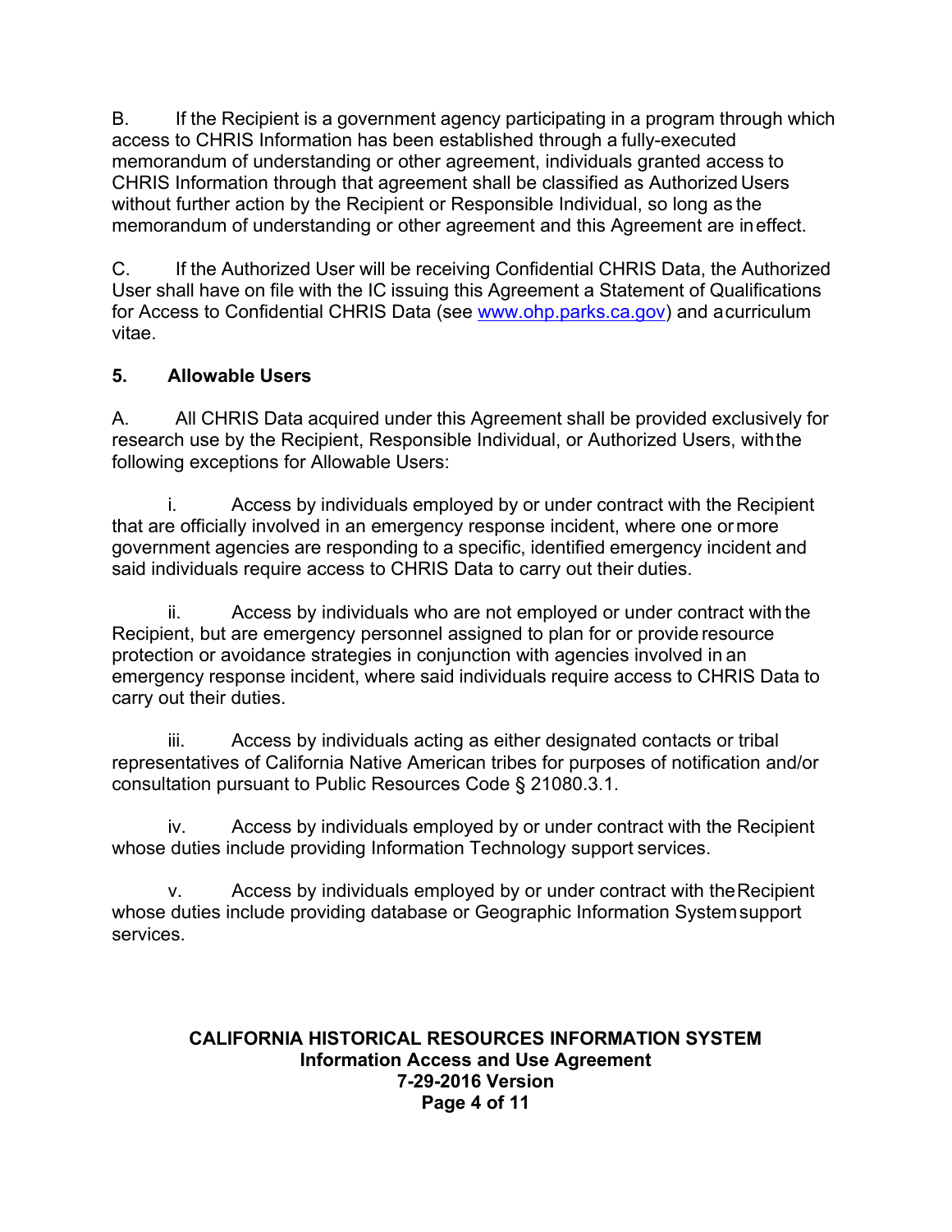B. If the Recipient is a government agency participating in a program through which access to CHRIS Information has been established through a fully-executed memorandum of understanding or other agreement, individuals granted access to CHRIS Information through that agreement shall be classified as Authorized Users without further action by the Recipient or Responsible Individual, so long as the memorandum of understanding or other agreement and this Agreement are in effect.

C. If the Authorized User will be receiving Confidential CHRIS Data, the Authorized User shall have on file with the IC issuing this Agreement a Statement of Qualifications for Access to Confidential CHRIS Data (see [www.ohp.parks.ca.gov](http://www.ohp.parks.ca.gov)) and a curriculum vitae.

## 5. Allowable Users

A. All CHRIS Data acquired under this Agreement shall be provided exclusively for research use by the Recipient, Responsible Individual, or Authorized Users, with the following exceptions for Allowable Users:

i. Access by individuals employed by or under contract with the Recipient that are officially involved in an emergency response incident, where one or more government agencies are responding to a specific, identified emergency incident and said individuals require access to CHRIS Data to carry out their duties.

ii. Access by individuals who are not employed or under contract with the Recipient, but are emergency personnel assigned to plan for or provide resource protection or avoidance strategies in conjunction with agencies involved in an emergency response incident, where said individuals require access to CHRIS Data to carry out their duties.

iii. Access by individuals acting as either designated contacts or tribal representatives of California Native American tribes for purposes of notification and/or consultation pursuant to Public Resources Code § 21080.3.1.

iv. Access by individuals employed by or under contract with the Recipient whose duties include providing Information Technology support services.

v. Access by individuals employed by or under contract with the Recipient whose duties include providing database or Geographic Information System support services.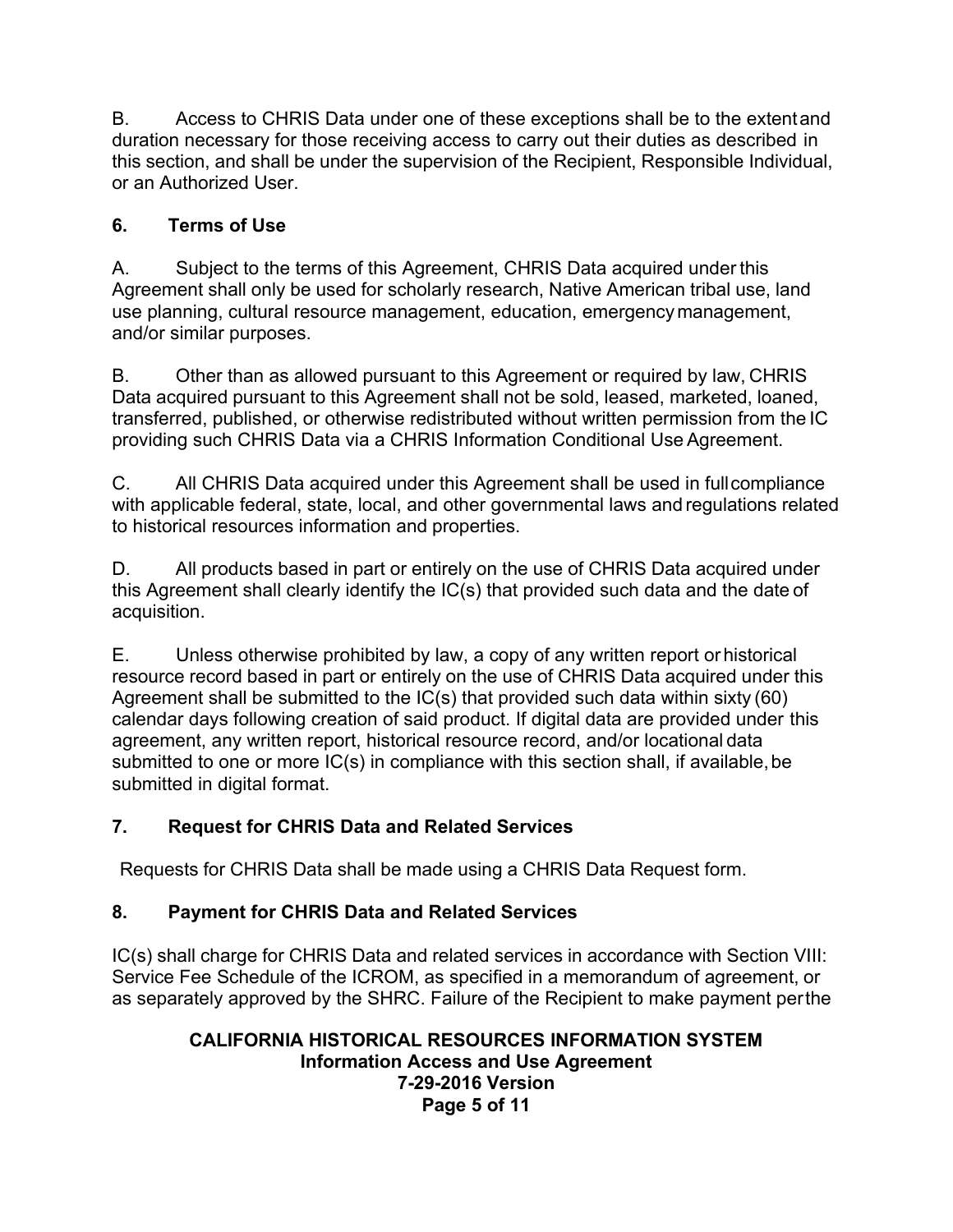B. Access to CHRIS Data under one of these exceptions shall be to the extent and duration necessary for those receiving access to carry out their duties as described in this section, and shall be under the supervision of the Recipient, Responsible Individual, or an Authorized User.

## 6. Terms of Use

A. Subject to the terms of this Agreement, CHRIS Data acquired under this Agreement shall only be used for scholarly research, Native American tribal use, land use planning, cultural resource management, education, emergency management, and/or similar purposes.

B. Other than as allowed pursuant to this Agreement or required by law, CHRIS Data acquired pursuant to this Agreement shall not be sold, leased, marketed, loaned, transferred, published, or otherwise redistributed without written permission from the IC providing such CHRIS Data via a CHRIS Information Conditional Use Agreement.

C. All CHRIS Data acquired under this Agreement shall be used in full compliance with applicable federal, state, local, and other governmental laws and regulations related to historical resources information and properties.

D. All products based in part or entirely on the use of CHRIS Data acquired under this Agreement shall clearly identify the IC(s) that provided such data and the date of acquisition.

E. Unless otherwise prohibited by law, a copy of any written report or historical resource record based in part or entirely on the use of CHRIS Data acquired under this Agreement shall be submitted to the IC(s) that provided such data within sixty (60) calendar days following creation of said product. If digital data are provided under this agreement, any written report, historical resource record, and/or locational data submitted to one or more IC(s) in compliance with this section shall, if available, be submitted in digital format.

## 7. Request for CHRIS Data and Related Services

Requests for CHRIS Data shall be made using a CHRIS Data Request form.

## 8. Payment for CHRIS Data and Related Services

IC(s) shall charge for CHRIS Data and related services in accordance with Section VIII: Service Fee Schedule of the ICROM, as specified in a memorandum of agreement, or as separately approved by the SHRC. Failure of the Recipient to make payment per the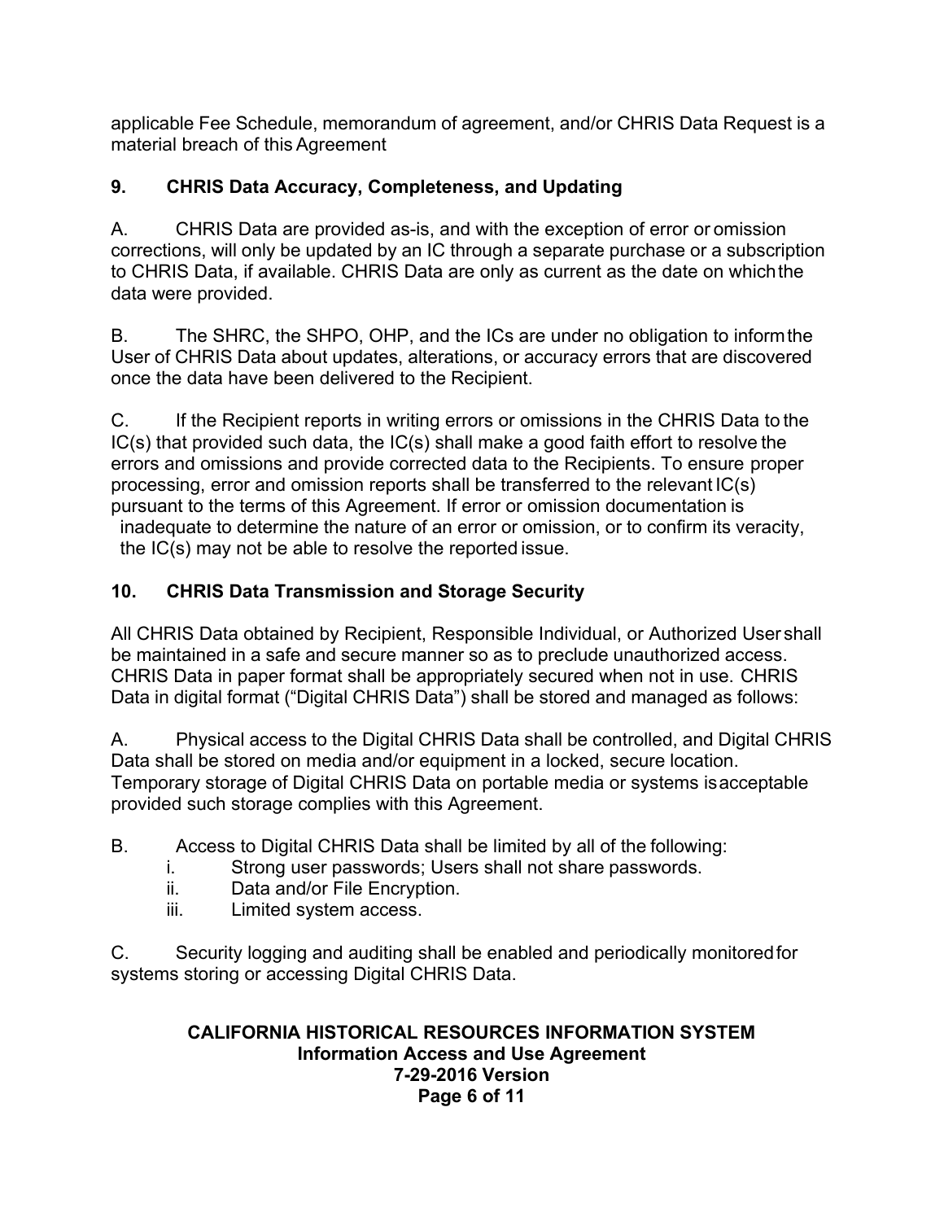applicable Fee Schedule, memorandum of agreement, and/or CHRIS Data Request is a material breach of this Agreement

## 9. CHRIS Data Accuracy, Completeness, and Updating

A. CHRIS Data are provided as-is, and with the exception of error or omission corrections, will only be updated by an IC through a separate purchase or a subscription to CHRIS Data, if available. CHRIS Data are only as current as the date on which the data were provided.

B. The SHRC, the SHPO, OHP, and the ICs are under no obligation to inform the User of CHRIS Data about updates, alterations, or accuracy errors that are discovered once the data have been delivered to the Recipient.

C. If the Recipient reports in writing errors or omissions in the CHRIS Data to the IC(s) that provided such data, the IC(s) shall make a good faith effort to resolve the errors and omissions and provide corrected data to the Recipients. To ensure proper processing, error and omission reports shall be transferred to the relevant IC(s) pursuant to the terms of this Agreement. If error or omission documentation is inadequate to determine the nature of an error or omission, or to confirm its veracity, the IC(s) may not be able to resolve the reported issue.

## 10. CHRIS Data Transmission and Storage Security

All CHRIS Data obtained by Recipient, Responsible Individual, or Authorized User shall be maintained in a safe and secure manner so as to preclude unauthorized access. CHRIS Data in paper format shall be appropriately secured when not in use. CHRIS Data in digital format ("Digital CHRIS Data") shall be stored and managed as follows:

A. Physical access to the Digital CHRIS Data shall be controlled, and Digital CHRIS Data shall be stored on media and/or equipment in a locked, secure location. Temporary storage of Digital CHRIS Data on portable media or systems is acceptable provided such storage complies with this Agreement.

B. Access to Digital CHRIS Data shall be limited by all of the following:

- i. Strong user passwords; Users shall not share passwords.
- ii. Data and/or File Encryption.
- iii. Limited system access.

C. Security logging and auditing shall be enabled and periodically monitored for systems storing or accessing Digital CHRIS Data.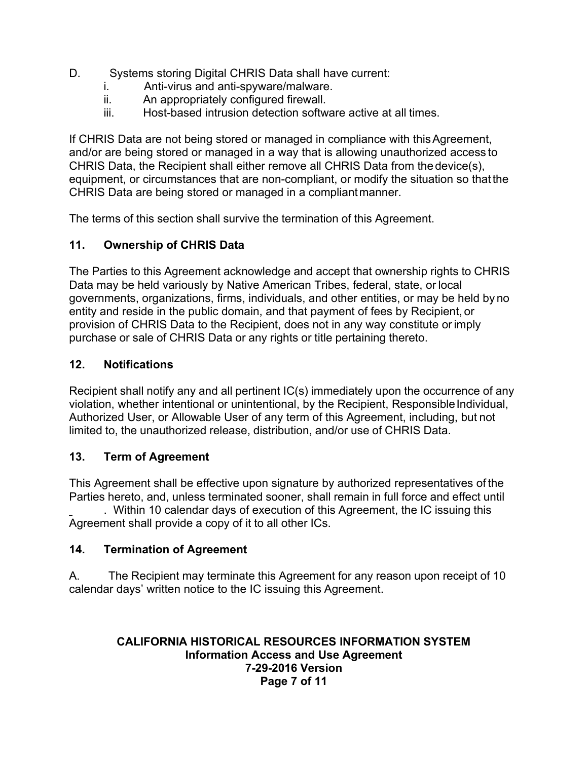D. Systems storing Digital CHRIS Data shall have current:

   i. Anti-virus and anti-spyware/malware.

   ii. An appropriately configured firewall.

   iii. Host-based intrusion detection software active at all times.

If CHRIS Data are not being stored or managed in compliance with this Agreement, and/or are being stored or managed in a way that is allowing unauthorized access to CHRIS Data, the Recipient shall either remove all CHRIS Data from the device(s), equipment, or circumstances that are non-compliant, or modify the situation so that the CHRIS Data are being stored or managed in a compliant manner.

The terms of this section shall survive the termination of this Agreement.

## 11. Ownership of CHRIS Data

The Parties to this Agreement acknowledge and accept that ownership rights to CHRIS Data may be held variously by Native American Tribes, federal, state, or local governments, organizations, firms, individuals, and other entities, or may be held by no entity and reside in the public domain, and that payment of fees by Recipient, or provision of CHRIS Data to the Recipient, does not in any way constitute or imply purchase or sale of CHRIS Data or any rights or title pertaining thereto.

## 12. Notifications

Recipient shall notify any and all pertinent IC(s) immediately upon the occurrence of any violation, whether intentional or unintentional, by the Recipient, Responsible Individual, Authorized User, or Allowable User of any term of this Agreement, including, but not limited to, the unauthorized release, distribution, and/or use of CHRIS Data.

## 13. Term of Agreement

This Agreement shall be effective upon signature by authorized representatives of the Parties hereto, and, unless terminated sooner, shall remain in full force and effect until _______. Within 10 calendar days of execution of this Agreement, the IC issuing this Agreement shall provide a copy of it to all other ICs.

## 14. Termination of Agreement

A. The Recipient may terminate this Agreement for any reason upon receipt of 10 calendar days' written notice to the IC issuing this Agreement.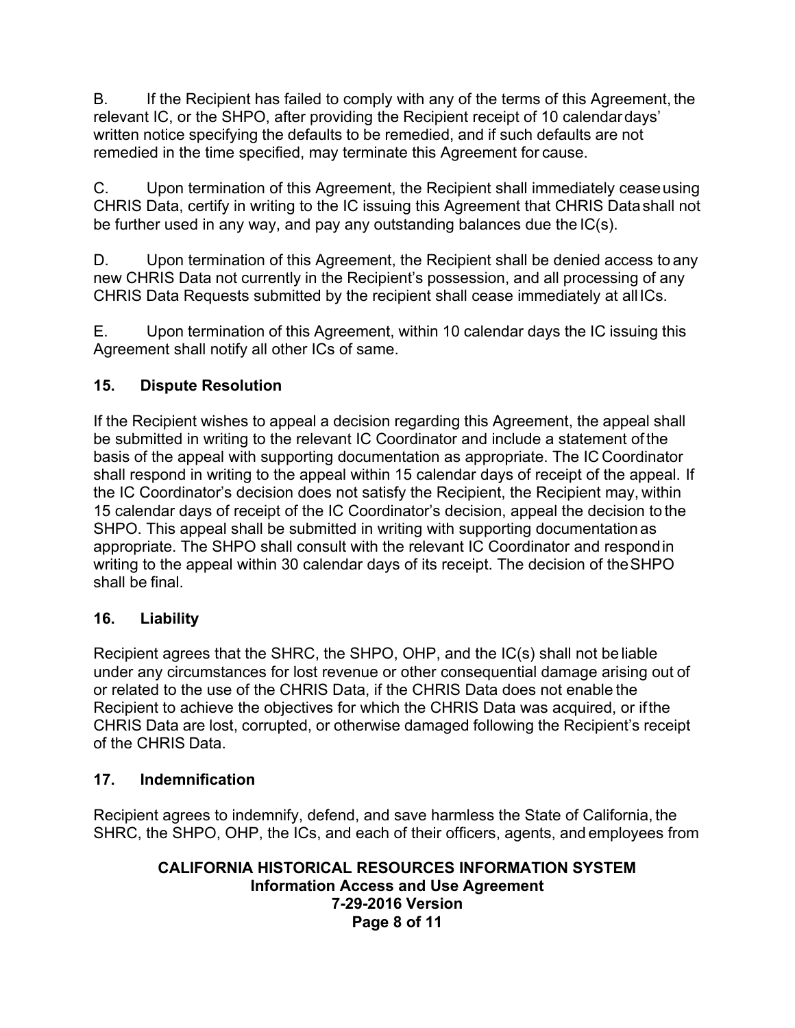B. If the Recipient has failed to comply with any of the terms of this Agreement, the relevant IC, or the SHPO, after providing the Recipient receipt of 10 calendar days' written notice specifying the defaults to be remedied, and if such defaults are not remedied in the time specified, may terminate this Agreement for cause.

C. Upon termination of this Agreement, the Recipient shall immediately cease using CHRIS Data, certify in writing to the IC issuing this Agreement that CHRIS Data shall not be further used in any way, and pay any outstanding balances due the IC(s).

D. Upon termination of this Agreement, the Recipient shall be denied access to any new CHRIS Data not currently in the Recipient's possession, and all processing of any CHRIS Data Requests submitted by the recipient shall cease immediately at all ICs.

E. Upon termination of this Agreement, within 10 calendar days the IC issuing this Agreement shall notify all other ICs of same.

## 15. Dispute Resolution

If the Recipient wishes to appeal a decision regarding this Agreement, the appeal shall be submitted in writing to the relevant IC Coordinator and include a statement of the basis of the appeal with supporting documentation as appropriate. The IC Coordinator shall respond in writing to the appeal within 15 calendar days of receipt of the appeal. If the IC Coordinator's decision does not satisfy the Recipient, the Recipient may, within 15 calendar days of receipt of the IC Coordinator's decision, appeal the decision to the SHPO. This appeal shall be submitted in writing with supporting documentation as appropriate. The SHPO shall consult with the relevant IC Coordinator and respond in writing to the appeal within 30 calendar days of its receipt. The decision of the SHPO shall be final.

## 16. Liability

Recipient agrees that the SHRC, the SHPO, OHP, and the IC(s) shall not be liable under any circumstances for lost revenue or other consequential damage arising out of or related to the use of the CHRIS Data, if the CHRIS Data does not enable the Recipient to achieve the objectives for which the CHRIS Data was acquired, or if the CHRIS Data are lost, corrupted, or otherwise damaged following the Recipient's receipt of the CHRIS Data.

## 17. Indemnification

Recipient agrees to indemnify, defend, and save harmless the State of California, the SHRC, the SHPO, OHP, the ICs, and each of their officers, agents, and employees from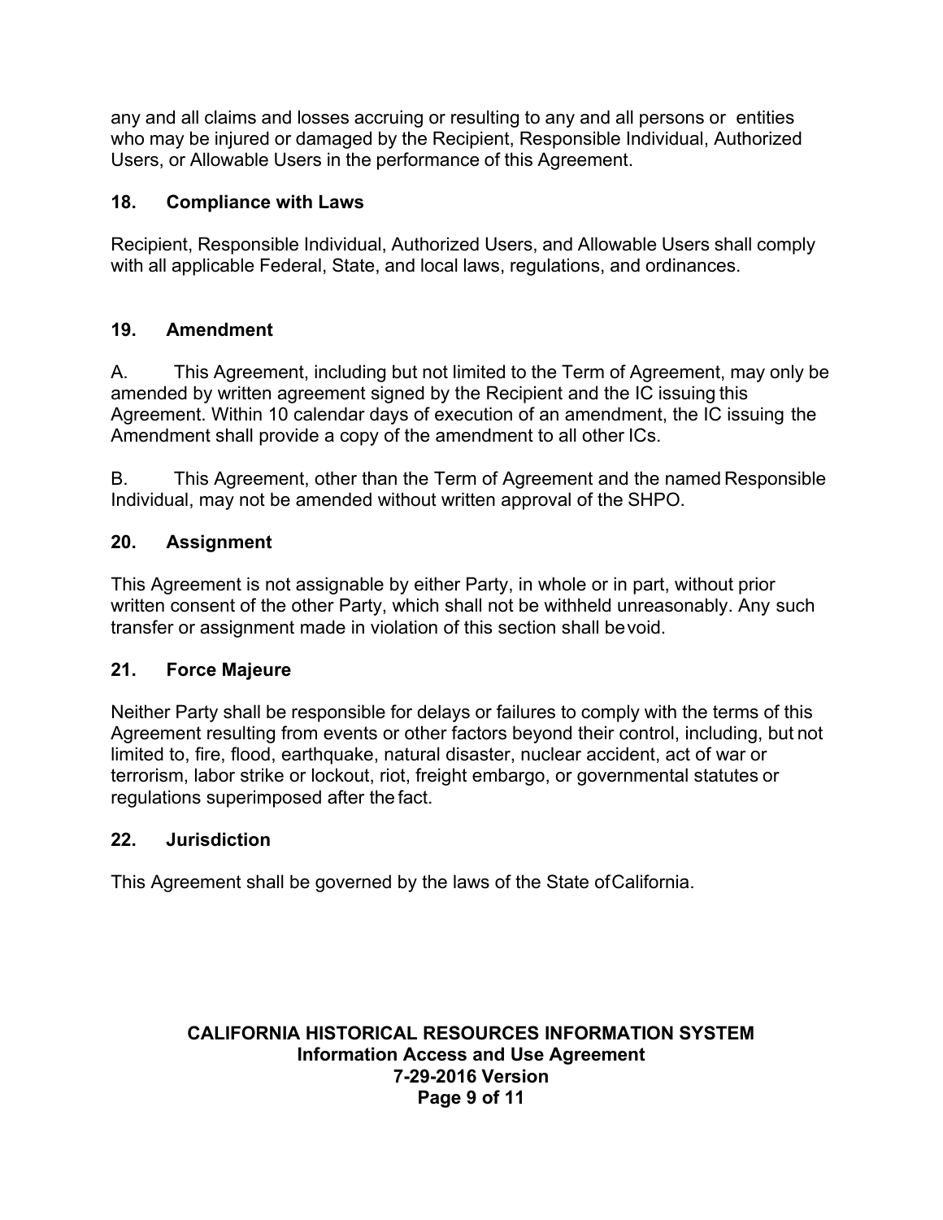any and all claims and losses accruing or resulting to any and all persons or entities who may be injured or damaged by the Recipient, Responsible Individual, Authorized Users, or Allowable Users in the performance of this Agreement.

## 18. Compliance with Laws

Recipient, Responsible Individual, Authorized Users, and Allowable Users shall comply with all applicable Federal, State, and local laws, regulations, and ordinances.

## 19. Amendment

A. This Agreement, including but not limited to the Term of Agreement, may only be amended by written agreement signed by the Recipient and the IC issuing this Agreement. Within 10 calendar days of execution of an amendment, the IC issuing the Amendment shall provide a copy of the amendment to all other ICs.

B. This Agreement, other than the Term of Agreement and the named Responsible Individual, may not be amended without written approval of the SHPO.

## 20. Assignment

This Agreement is not assignable by either Party, in whole or in part, without prior written consent of the other Party, which shall not be withheld unreasonably. Any such transfer or assignment made in violation of this section shall be void.

## 21. Force Majeure

Neither Party shall be responsible for delays or failures to comply with the terms of this Agreement resulting from events or other factors beyond their control, including, but not limited to, fire, flood, earthquake, natural disaster, nuclear accident, act of war or terrorism, labor strike or lockout, riot, freight embargo, or governmental statutes or regulations superimposed after the fact.

## 22. Jurisdiction

This Agreement shall be governed by the laws of the State of California.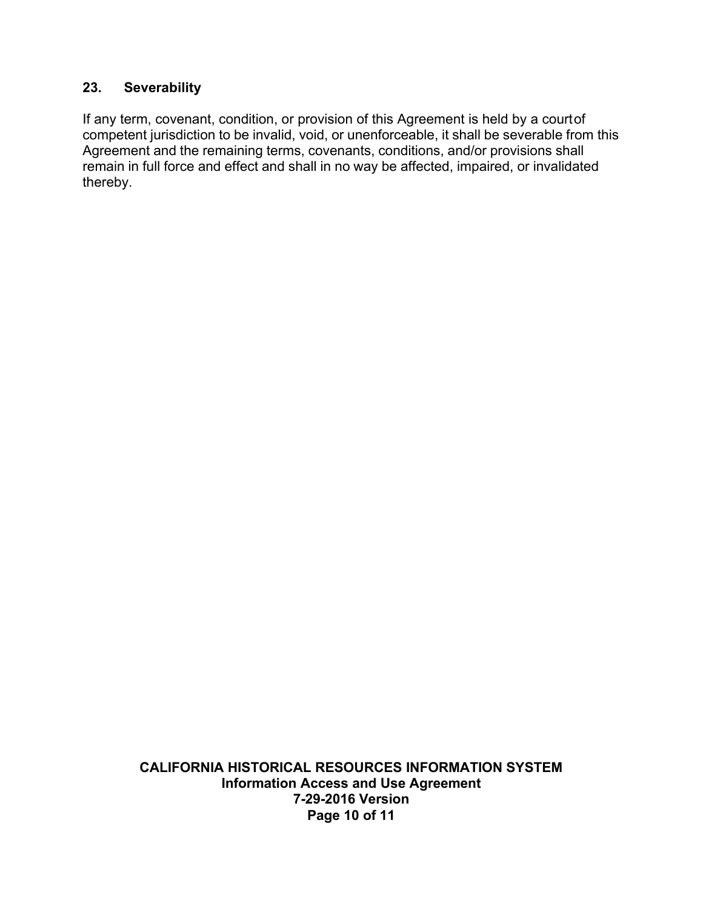## 23. Severability

If any term, covenant, condition, or provision of this Agreement is held by a court of competent jurisdiction to be invalid, void, or unenforceable, it shall be severable from this Agreement and the remaining terms, covenants, conditions, and/or provisions shall remain in full force and effect and shall in no way be affected, impaired, or invalidated thereby.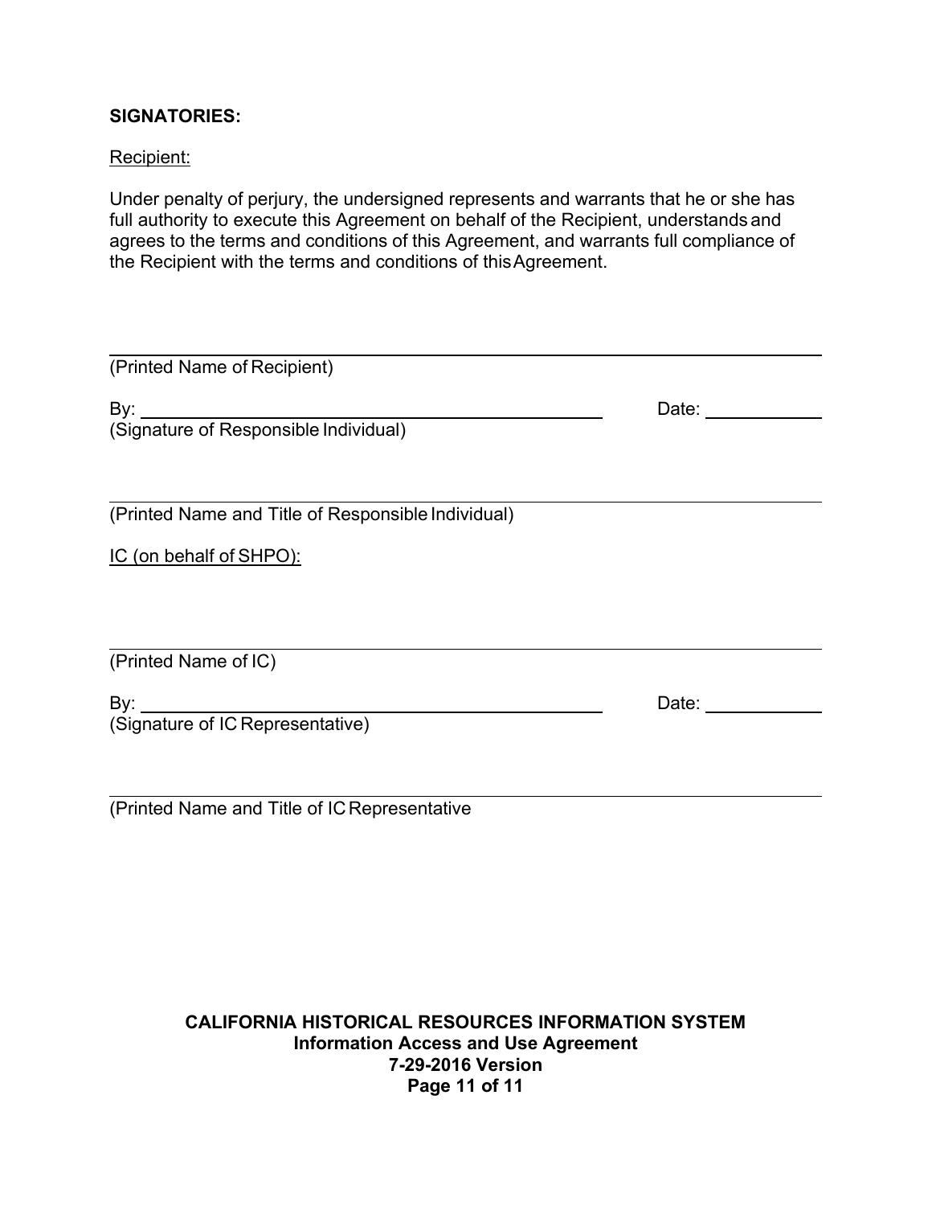**SIGNATORIES:**

Recipient:

Under penalty of perjury, the undersigned represents and warrants that he or she has full authority to execute this Agreement on behalf of the Recipient, understands and agrees to the terms and conditions of this Agreement, and warrants full compliance of the Recipient with the terms and conditions of this Agreement.

______________________________________________________________

(Printed Name of Recipient)

By: ________________________________________ Date: ____________

(Signature of Responsible Individual)

______________________________________________________________

(Printed Name and Title of Responsible Individual)

IC (on behalf of SHPO):

______________________________________________________________

(Printed Name of IC)

By: ________________________________________ Date: ____________

(Signature of IC Representative)

______________________________________________________________

(Printed Name and Title of IC Representative